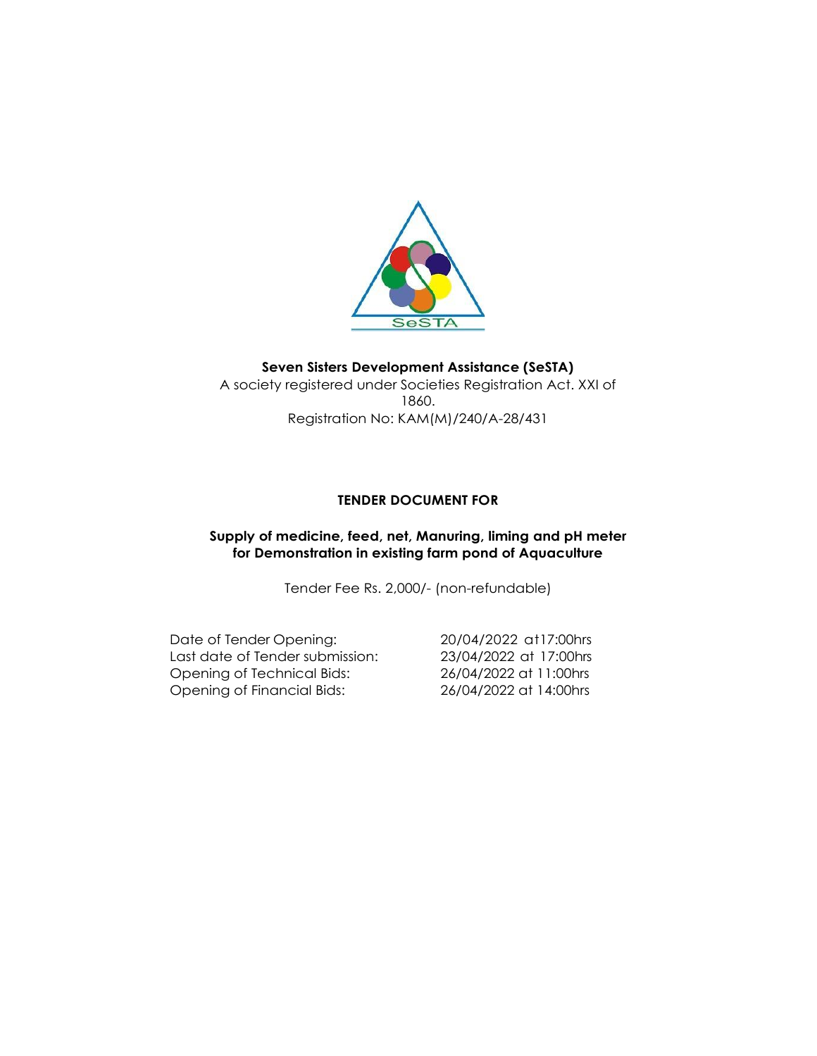**Seven Sisters Development Assistance (SeSTA)**

A society registered under Societies Registration Act. XXI of 1860.

Registration No: KAM(M)/240/A-28/431

**TENDER DOCUMENT FOR**

**Supply of medicine, feed, net, Manuring, liming and pH meter for Demonstration in existing farm pond of Aquaculture**

Tender Fee Rs. 2,000/- (non-refundable)

| | |
|---|---|
| Date of Tender Opening: | 20/04/2022 at17:00hrs |
| Last date of Tender submission: | 23/04/2022 at 17:00hrs |
| Opening of Technical Bids: | 26/04/2022 at 11:00hrs |
| Opening of Financial Bids: | 26/04/2022 at 14:00hrs |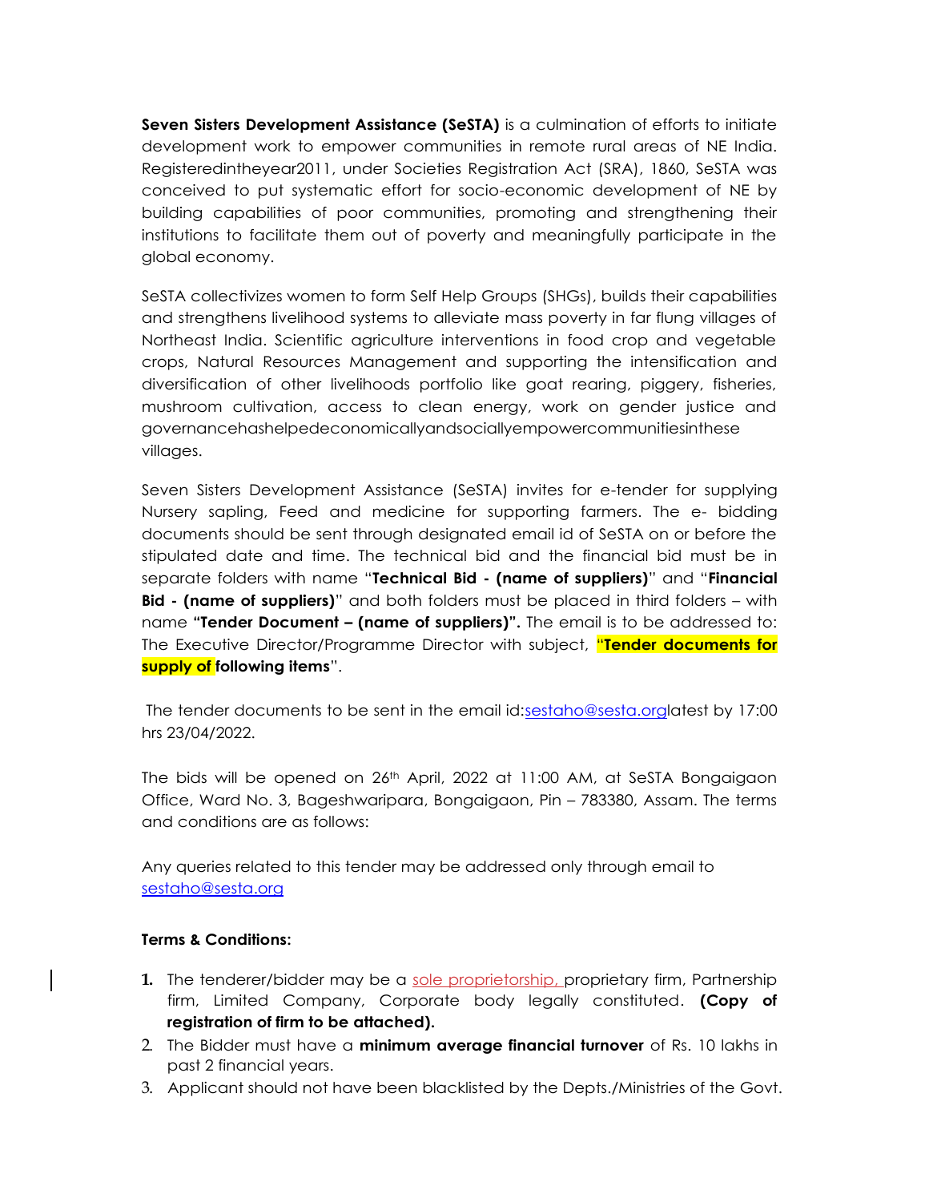**Seven Sisters Development Assistance (SeSTA)** is a culmination of efforts to initiate development work to empower communities in remote rural areas of NE India. Registeredintheyear2011, under Societies Registration Act (SRA), 1860, SeSTA was conceived to put systematic effort for socio-economic development of NE by building capabilities of poor communities, promoting and strengthening their institutions to facilitate them out of poverty and meaningfully participate in the global economy.

SeSTA collectivizes women to form Self Help Groups (SHGs), builds their capabilities and strengthens livelihood systems to alleviate mass poverty in far flung villages of Northeast India. Scientific agriculture interventions in food crop and vegetable crops, Natural Resources Management and supporting the intensification and diversification of other livelihoods portfolio like goat rearing, piggery, fisheries, mushroom cultivation, access to clean energy, work on gender justice and governancehashelpedeconomicallyandsociallyempowercommunitiesinthese villages.

Seven Sisters Development Assistance (SeSTA) invites for e-tender for supplying Nursery sapling, Feed and medicine for supporting farmers. The e- bidding documents should be sent through designated email id of SeSTA on or before the stipulated date and time. The technical bid and the financial bid must be in separate folders with name "**Technical Bid - (name of suppliers)**" and "**Financial Bid - (name of suppliers)**" and both folders must be placed in third folders – with name **"Tender Document – (name of suppliers)".** The email is to be addressed to: The Executive Director/Programme Director with subject, "**Tender documents for supply of following items**".

The tender documents to be sent in the email id:sestaho@sesta.orglatest by 17:00 hrs 23/04/2022.

The bids will be opened on 26th April, 2022 at 11:00 AM, at SeSTA Bongaigaon Office, Ward No. 3, Bageshwaripara, Bongaigaon, Pin – 783380, Assam. The terms and conditions are as follows:

Any queries related to this tender may be addressed only through email to sestaho@sesta.org

**Terms & Conditions:**

1. The tenderer/bidder may be a sole proprietorship, proprietary firm, Partnership firm, Limited Company, Corporate body legally constituted. **(Copy of registration of firm to be attached).**
2. The Bidder must have a **minimum average financial turnover** of Rs. 10 lakhs in past 2 financial years.
3. Applicant should not have been blacklisted by the Depts./Ministries of the Govt.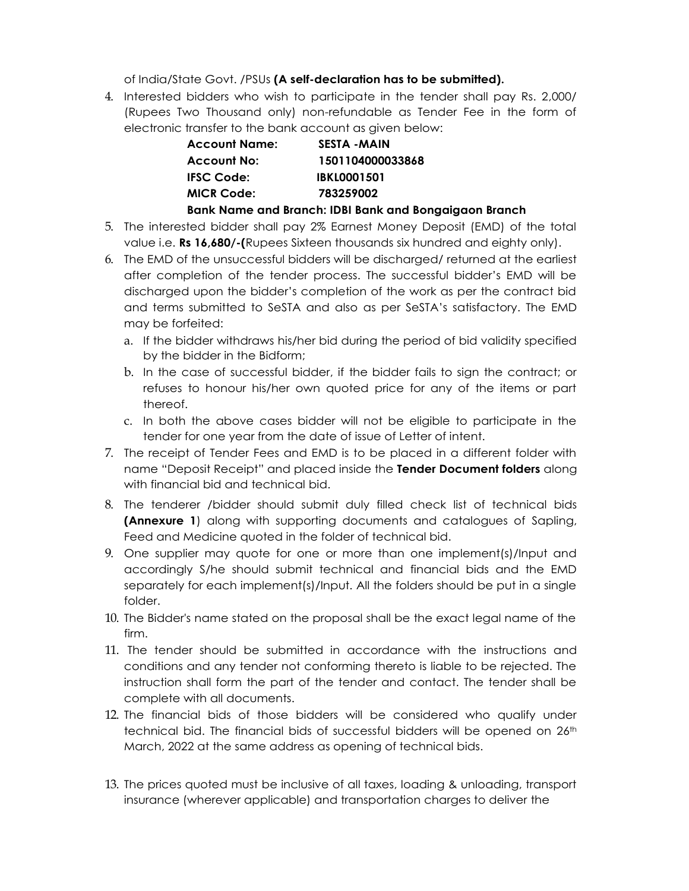of India/State Govt. /PSUs **(A self-declaration has to be submitted).**

4. Interested bidders who wish to participate in the tender shall pay Rs. 2,000/ (Rupees Two Thousand only) non-refundable as Tender Fee in the form of electronic transfer to the bank account as given below:

   **Account Name: SESTA -MAIN**
   **Account No: 1501104000033868**
   **IFSC Code: IBKL0001501**
   **MICR Code: 783259002**
   **Bank Name and Branch: IDBI Bank and Bongaigaon Branch**

5. The interested bidder shall pay 2% Earnest Money Deposit (EMD) of the total value i.e. **Rs 16,680/-(**Rupees Sixteen thousands six hundred and eighty only).
6. The EMD of the unsuccessful bidders will be discharged/ returned at the earliest after completion of the tender process. The successful bidder's EMD will be discharged upon the bidder's completion of the work as per the contract bid and terms submitted to SeSTA and also as per SeSTA's satisfactory. The EMD may be forfeited:
   a. If the bidder withdraws his/her bid during the period of bid validity specified by the bidder in the Bidform;
   b. In the case of successful bidder, if the bidder fails to sign the contract; or refuses to honour his/her own quoted price for any of the items or part thereof.
   c. In both the above cases bidder will not be eligible to participate in the tender for one year from the date of issue of Letter of intent.
7. The receipt of Tender Fees and EMD is to be placed in a different folder with name "Deposit Receipt" and placed inside the **Tender Document folders** along with financial bid and technical bid.
8. The tenderer /bidder should submit duly filled check list of technical bids **(Annexure 1**) along with supporting documents and catalogues of Sapling, Feed and Medicine quoted in the folder of technical bid.
9. One supplier may quote for one or more than one implement(s)/Input and accordingly S/he should submit technical and financial bids and the EMD separately for each implement(s)/Input. All the folders should be put in a single folder.
10. The Bidder's name stated on the proposal shall be the exact legal name of the firm.
11. The tender should be submitted in accordance with the instructions and conditions and any tender not conforming thereto is liable to be rejected. The instruction shall form the part of the tender and contact. The tender shall be complete with all documents.
12. The financial bids of those bidders will be considered who qualify under technical bid. The financial bids of successful bidders will be opened on 26th March, 2022 at the same address as opening of technical bids.
13. The prices quoted must be inclusive of all taxes, loading & unloading, transport insurance (wherever applicable) and transportation charges to deliver the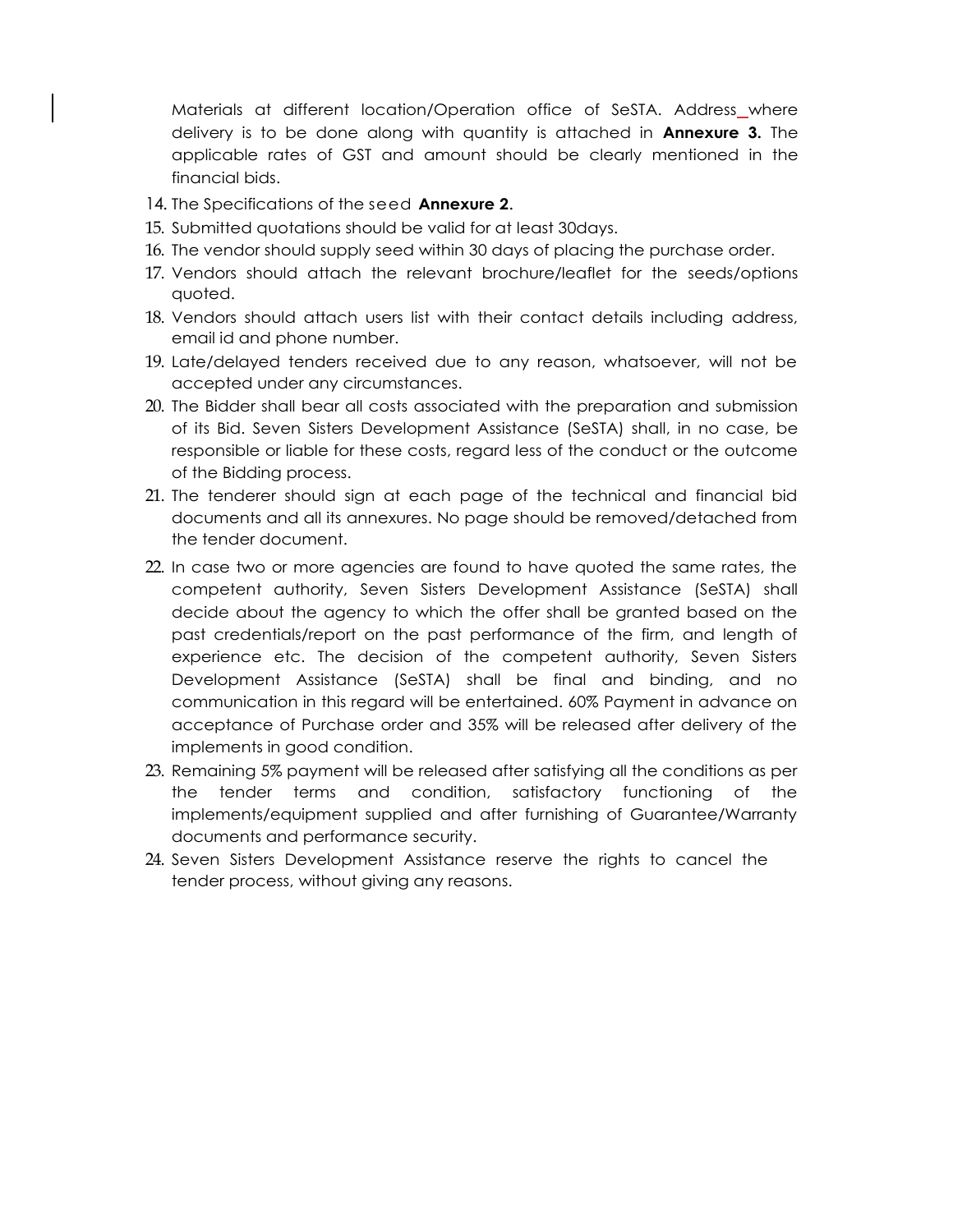Materials at different location/Operation office of SeSTA. Address_where delivery is to be done along with quantity is attached in **Annexure 3.** The applicable rates of GST and amount should be clearly mentioned in the financial bids.

14. The Specifications of the seed **Annexure 2**.
15. Submitted quotations should be valid for at least 30days.
16. The vendor should supply seed within 30 days of placing the purchase order.
17. Vendors should attach the relevant brochure/leaflet for the seeds/options quoted.
18. Vendors should attach users list with their contact details including address, email id and phone number.
19. Late/delayed tenders received due to any reason, whatsoever, will not be accepted under any circumstances.
20. The Bidder shall bear all costs associated with the preparation and submission of its Bid. Seven Sisters Development Assistance (SeSTA) shall, in no case, be responsible or liable for these costs, regard less of the conduct or the outcome of the Bidding process.
21. The tenderer should sign at each page of the technical and financial bid documents and all its annexures. No page should be removed/detached from the tender document.
22. In case two or more agencies are found to have quoted the same rates, the competent authority, Seven Sisters Development Assistance (SeSTA) shall decide about the agency to which the offer shall be granted based on the past credentials/report on the past performance of the firm, and length of experience etc. The decision of the competent authority, Seven Sisters Development Assistance (SeSTA) shall be final and binding, and no communication in this regard will be entertained. 60% Payment in advance on acceptance of Purchase order and 35% will be released after delivery of the implements in good condition.
23. Remaining 5% payment will be released after satisfying all the conditions as per the tender terms and condition, satisfactory functioning of the implements/equipment supplied and after furnishing of Guarantee/Warranty documents and performance security.
24. Seven Sisters Development Assistance reserve the rights to cancel the tender process, without giving any reasons.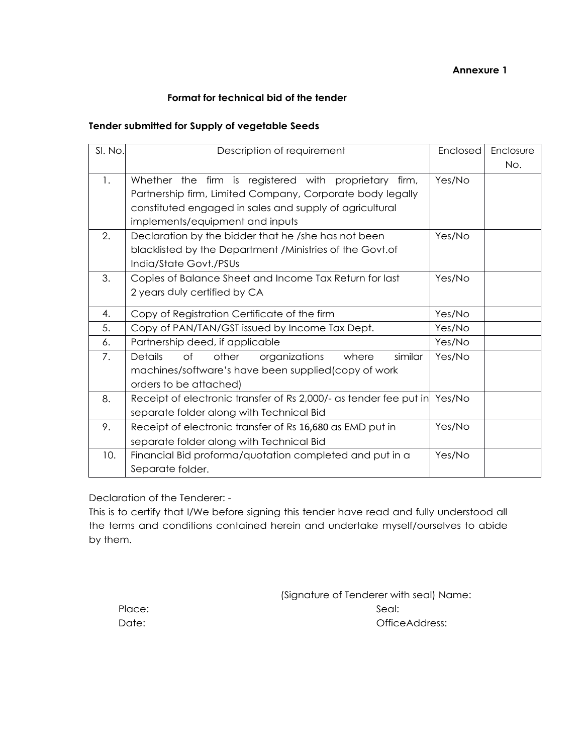**Annexure 1**

**Format for technical bid of the tender**

**Tender submitted for Supply of vegetable Seeds**

| Sl. No. | Description of requirement | Enclosed | Enclosure No. |
|---|---|---|---|
| 1. | Whether the firm is registered with proprietary firm, Partnership firm, Limited Company, Corporate body legally constituted engaged in sales and supply of agricultural implements/equipment and inputs | Yes/No | |
| 2. | Declaration by the bidder that he /she has not been blacklisted by the Department /Ministries of the Govt.of India/State Govt./PSUs | Yes/No | |
| 3. | Copies of Balance Sheet and Income Tax Return for last 2 years duly certified by CA | Yes/No | |
| 4. | Copy of Registration Certificate of the firm | Yes/No | |
| 5. | Copy of PAN/TAN/GST issued by Income Tax Dept. | Yes/No | |
| 6. | Partnership deed, if applicable | Yes/No | |
| 7. | Details of other organizations where similar machines/software's have been supplied(copy of work orders to be attached) | Yes/No | |
| 8. | Receipt of electronic transfer of Rs 2,000/- as tender fee put in separate folder along with Technical Bid | Yes/No | |
| 9. | Receipt of electronic transfer of Rs 16,680 as EMD put in separate folder along with Technical Bid | Yes/No | |
| 10. | Financial Bid proforma/quotation completed and put in a Separate folder. | Yes/No | |

Declaration of the Tenderer: -

This is to certify that I/We before signing this tender have read and fully understood all the terms and conditions contained herein and undertake myself/ourselves to abide by them.

(Signature of Tenderer with seal) Name:

Place: Seal:

Date: OfficeAddress: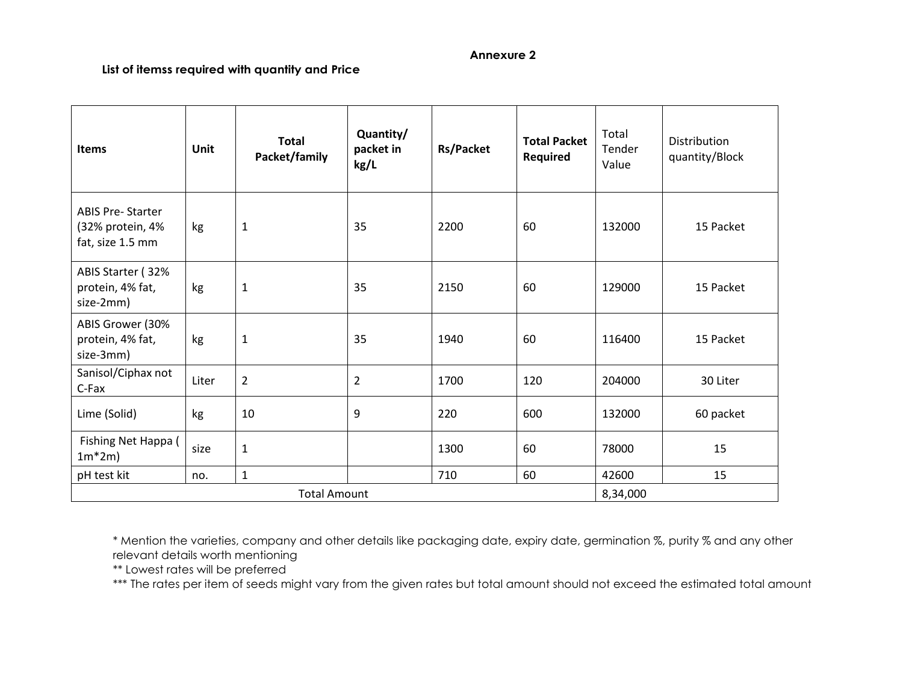**Annexure 2**

**List of itemss required with quantity and Price**

| **Items** | **Unit** | **Total Packet/family** | **Quantity/ packet in kg/L** | **Rs/Packet** | **Total Packet Required** | Total Tender Value | Distribution quantity/Block |
|---|---|---|---|---|---|---|---|
| ABIS Pre- Starter (32% protein, 4% fat, size 1.5 mm | kg | 1 | 35 | 2200 | 60 | 132000 | 15 Packet |
| ABIS Starter ( 32% protein, 4% fat, size-2mm) | kg | 1 | 35 | 2150 | 60 | 129000 | 15 Packet |
| ABIS Grower (30% protein, 4% fat, size-3mm) | kg | 1 | 35 | 1940 | 60 | 116400 | 15 Packet |
| Sanisol/Ciphax not C-Fax | Liter | 2 | 2 | 1700 | 120 | 204000 | 30 Liter |
| Lime (Solid) | kg | 10 | 9 | 220 | 600 | 132000 | 60 packet |
| Fishing Net Happa ( 1m*2m) | size | 1 | | 1300 | 60 | 78000 | 15 |
| pH test kit | no. | 1 | | 710 | 60 | 42600 | 15 |
| Total Amount | | | | | | 8,34,000 | |

* Mention the varieties, company and other details like packaging date, expiry date, germination %, purity % and any other relevant details worth mentioning

** Lowest rates will be preferred

*** The rates per item of seeds might vary from the given rates but total amount should not exceed the estimated total amount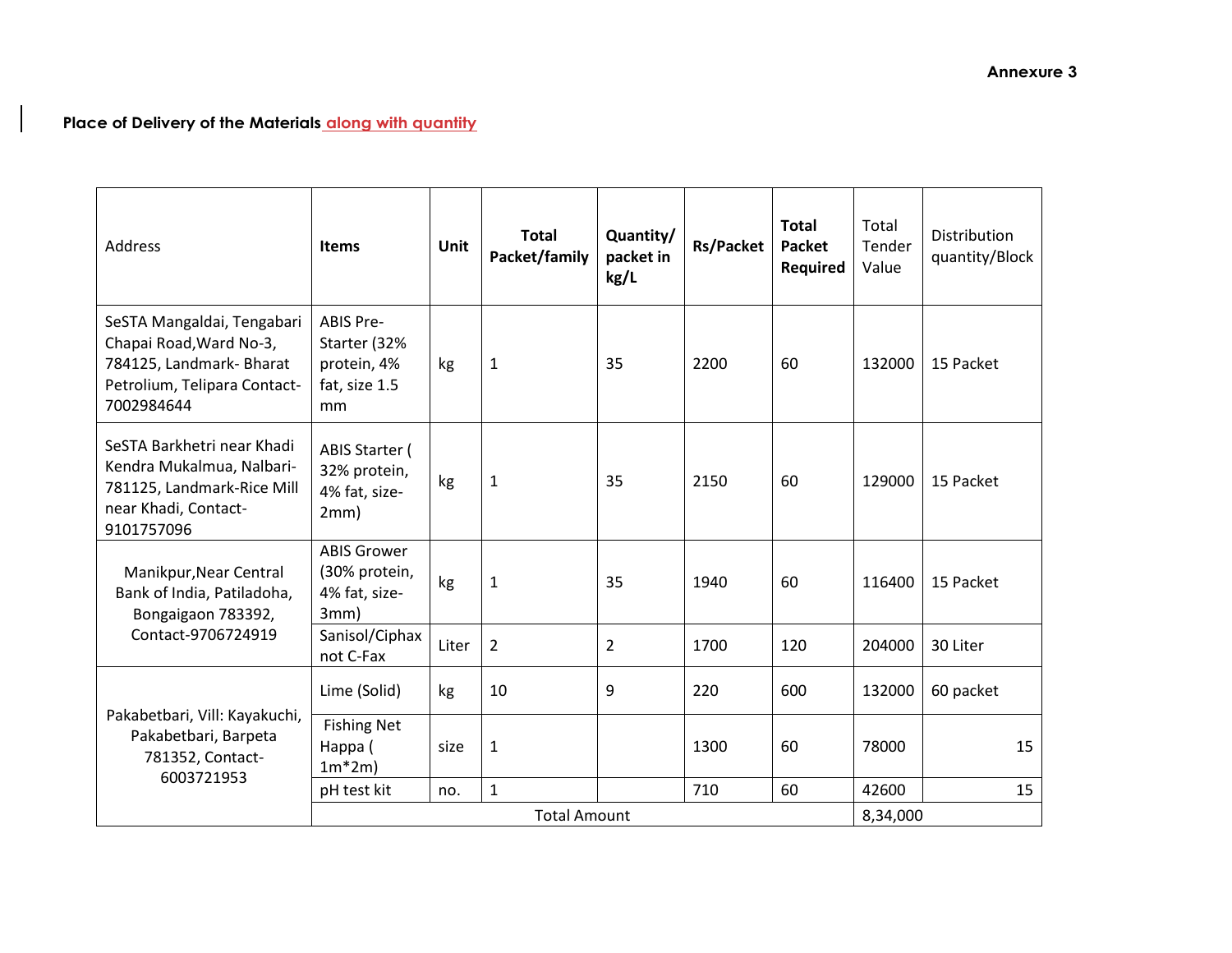**Annexure 3**

**Place of Delivery of the Materials along with quantity**

| Address | **Items** | **Unit** | **Total Packet/family** | **Quantity/ packet in kg/L** | **Rs/Packet** | **Total Packet Required** | Total Tender Value | Distribution quantity/Block |
|---|---|---|---|---|---|---|---|---|
| SeSTA Mangaldai, Tengabari Chapai Road,Ward No-3, 784125, Landmark- Bharat Petrolium, Telipara Contact-7002984644 | ABIS Pre-Starter (32% protein, 4% fat, size 1.5 mm | kg | 1 | 35 | 2200 | 60 | 132000 | 15 Packet |
| SeSTA Barkhetri near Khadi Kendra Mukalmua, Nalbari-781125, Landmark-Rice Mill near Khadi, Contact-9101757096 | ABIS Starter ( 32% protein, 4% fat, size-2mm) | kg | 1 | 35 | 2150 | 60 | 129000 | 15 Packet |
| Manikpur,Near Central Bank of India, Patiladoha, Bongaigaon 783392, Contact-9706724919 | ABIS Grower (30% protein, 4% fat, size-3mm) | kg | 1 | 35 | 1940 | 60 | 116400 | 15 Packet |
| | Sanisol/Ciphax not C-Fax | Liter | 2 | 2 | 1700 | 120 | 204000 | 30 Liter |
| Pakabetbari, Vill: Kayakuchi, Pakabetbari, Barpeta 781352, Contact-6003721953 | Lime (Solid) | kg | 10 | 9 | 220 | 600 | 132000 | 60 packet |
| | Fishing Net Happa ( 1m*2m) | size | 1 | | 1300 | 60 | 78000 | 15 |
| | pH test kit | no. | 1 | | 710 | 60 | 42600 | 15 |
| | Total Amount | | | | | | 8,34,000 | |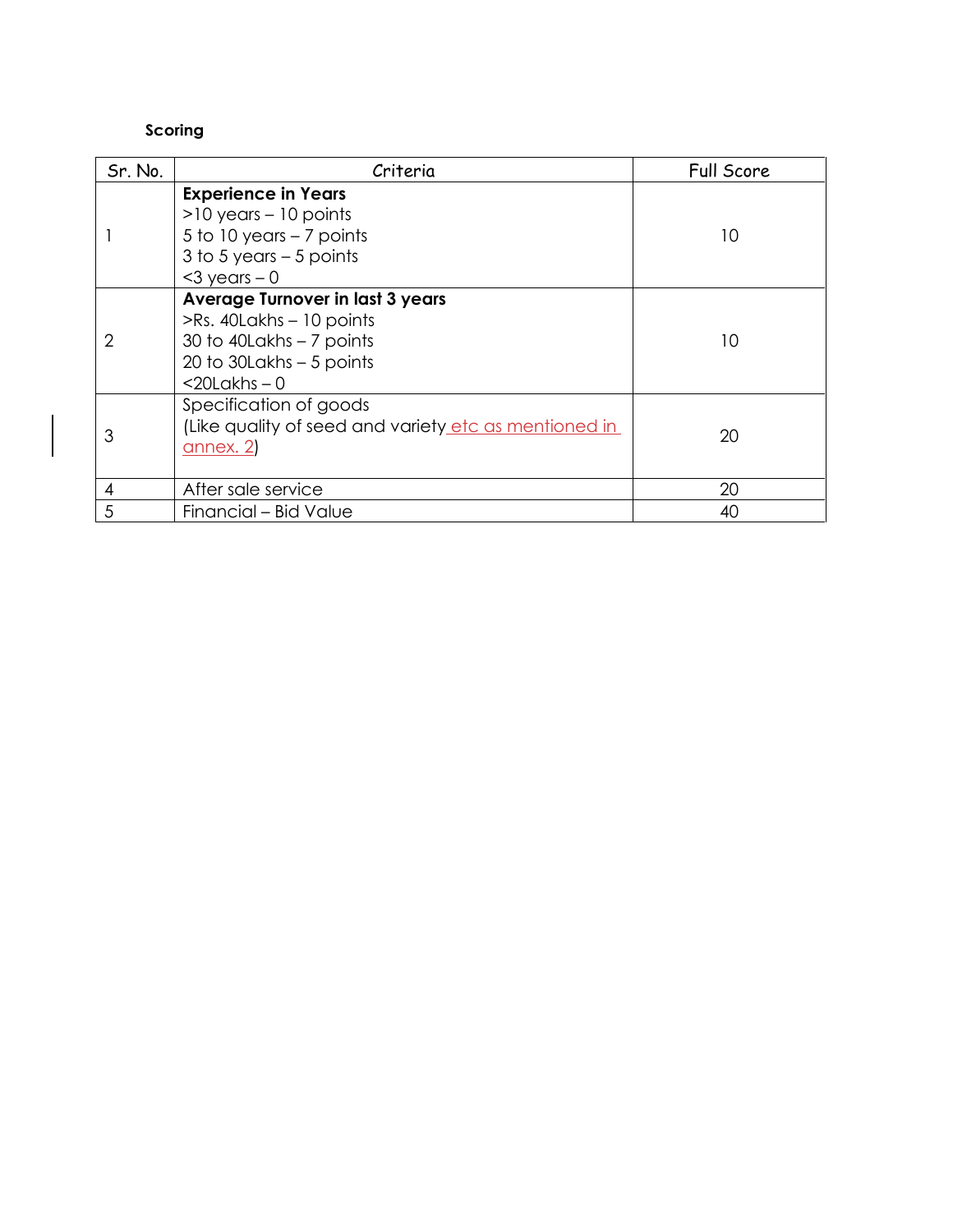**Scoring**

| Sr. No. | Criteria | Full Score |
|---|---|---|
| 1 | **Experience in Years**<br>>10 years – 10 points<br>5 to 10 years – 7 points<br>3 to 5 years – 5 points<br><3 years – 0 | 10 |
| 2 | **Average Turnover in last 3 years**<br>>Rs. 40Lakhs – 10 points<br>30 to 40Lakhs – 7 points<br>20 to 30Lakhs – 5 points<br><20Lakhs – 0 | 10 |
| 3 | Specification of goods<br>(Like quality of seed and variety etc as mentioned in annex. 2) | 20 |
| 4 | After sale service | 20 |
| 5 | Financial – Bid Value | 40 |